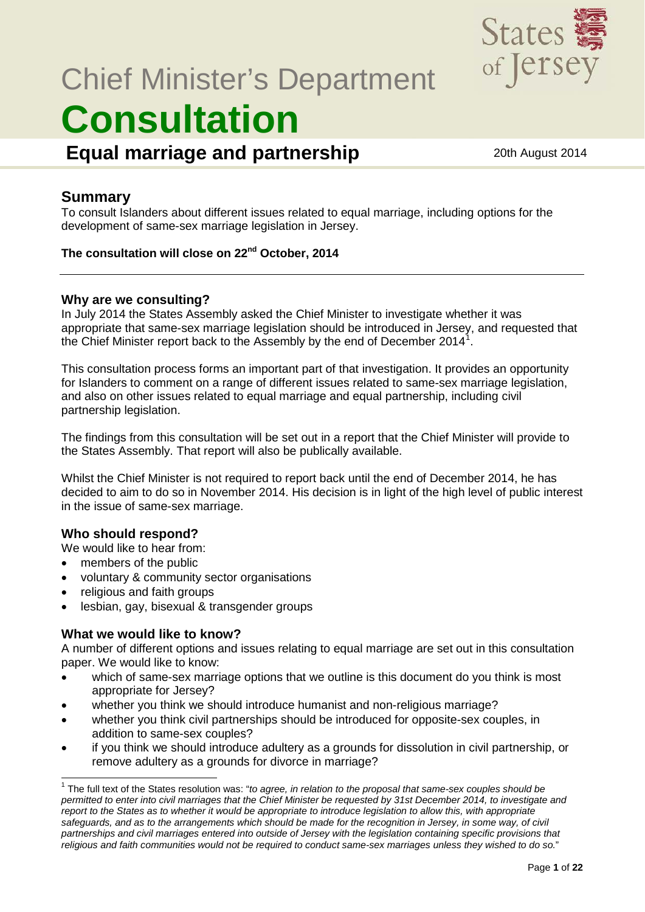# Chief Minister's Department

# Consultation

## Equal marriage and partnership

20th August 2014

## Summary

To consult Islanders about different issues related to equal marriage, including options for the development of same-sex marriage legislation in Jersey.

**The consultation will close on 22nd October, 2014**

---

### Why are we consulting?

In July 2014 the States Assembly asked the Chief Minister to investigate whether it was appropriate that same-sex marriage legislation should be introduced in Jersey, and requested that the Chief Minister report back to the Assembly by the end of December 2014[1].

This consultation process forms an important part of that investigation. It provides an opportunity for Islanders to comment on a range of different issues related to same-sex marriage legislation, and also on other issues related to equal marriage and equal partnership, including civil partnership legislation.

The findings from this consultation will be set out in a report that the Chief Minister will provide to the States Assembly. That report will also be publically available.

Whilst the Chief Minister is not required to report back until the end of December 2014, he has decided to aim to do so in November 2014. His decision is in light of the high level of public interest in the issue of same-sex marriage.

### Who should respond?

We would like to hear from:

- members of the public
- voluntary & community sector organisations
- religious and faith groups
- lesbian, gay, bisexual & transgender groups

### What we would like to know?

A number of different options and issues relating to equal marriage are set out in this consultation paper. We would like to know:

- which of same-sex marriage options that we outline is this document do you think is most appropriate for Jersey?
- whether you think we should introduce humanist and non-religious marriage?
- whether you think civil partnerships should be introduced for opposite-sex couples, in addition to same-sex couples?
- if you think we should introduce adultery as a grounds for dissolution in civil partnership, or remove adultery as a grounds for divorce in marriage?

---

[1] The full text of the States resolution was: "*to agree, in relation to the proposal that same-sex couples should be permitted to enter into civil marriages that the Chief Minister be requested by 31st December 2014, to investigate and report to the States as to whether it would be appropriate to introduce legislation to allow this, with appropriate safeguards, and as to the arrangements which should be made for the recognition in Jersey, in some way, of civil partnerships and civil marriages entered into outside of Jersey with the legislation containing specific provisions that religious and faith communities would not be required to conduct same-sex marriages unless they wished to do so.*"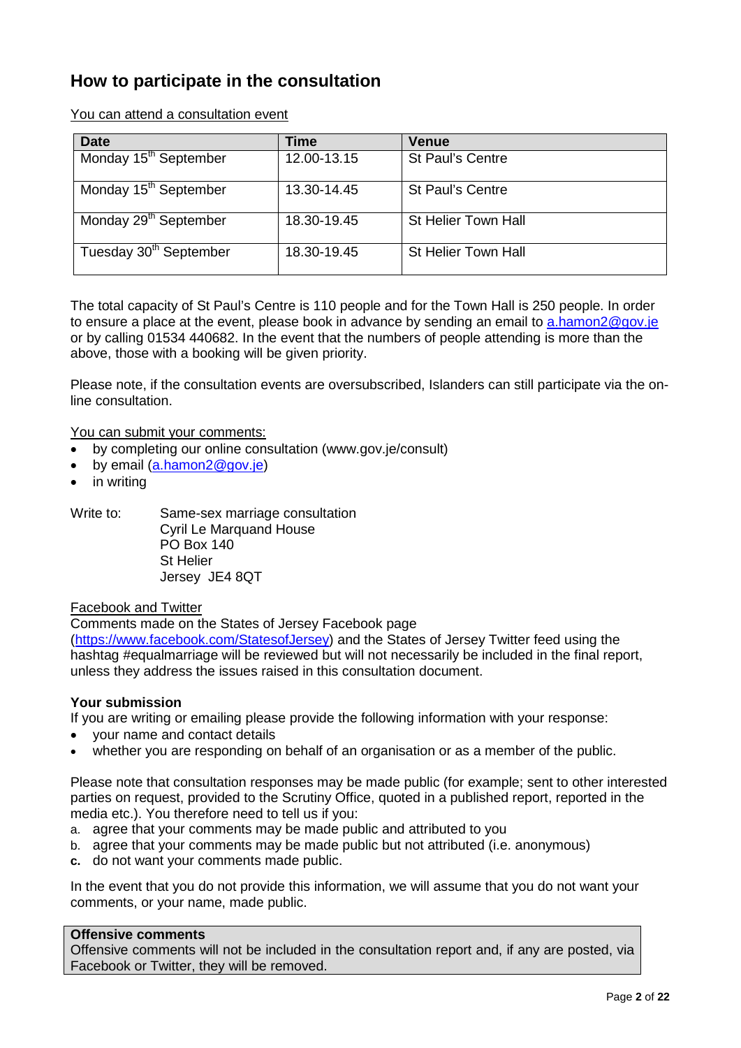## How to participate in the consultation

You can attend a consultation event

| Date | Time | Venue |
|---|---|---|
| Monday 15th September | 12.00-13.15 | St Paul's Centre |
| Monday 15th September | 13.30-14.45 | St Paul's Centre |
| Monday 29th September | 18.30-19.45 | St Helier Town Hall |
| Tuesday 30th September | 18.30-19.45 | St Helier Town Hall |

The total capacity of St Paul's Centre is 110 people and for the Town Hall is 250 people. In order to ensure a place at the event, please book in advance by sending an email to a.hamon2@gov.je or by calling 01534 440682. In the event that the numbers of people attending is more than the above, those with a booking will be given priority.

Please note, if the consultation events are oversubscribed, Islanders can still participate via the on-line consultation.

You can submit your comments:

- by completing our online consultation (www.gov.je/consult)
- by email (a.hamon2@gov.je)
- in writing

Write to: Same-sex marriage consultation
Cyril Le Marquand House
PO Box 140
St Helier
Jersey JE4 8QT

Facebook and Twitter

Comments made on the States of Jersey Facebook page (https://www.facebook.com/StatesofJersey) and the States of Jersey Twitter feed using the hashtag #equalmarriage will be reviewed but will not necessarily be included in the final report, unless they address the issues raised in this consultation document.

**Your submission**

If you are writing or emailing please provide the following information with your response:

- your name and contact details
- whether you are responding on behalf of an organisation or as a member of the public.

Please note that consultation responses may be made public (for example; sent to other interested parties on request, provided to the Scrutiny Office, quoted in a published report, reported in the media etc.). You therefore need to tell us if you:

a. agree that your comments may be made public and attributed to you
b. agree that your comments may be made public but not attributed (i.e. anonymous)
c. do not want your comments made public.

In the event that you do not provide this information, we will assume that you do not want your comments, or your name, made public.

**Offensive comments**

Offensive comments will not be included in the consultation report and, if any are posted, via Facebook or Twitter, they will be removed.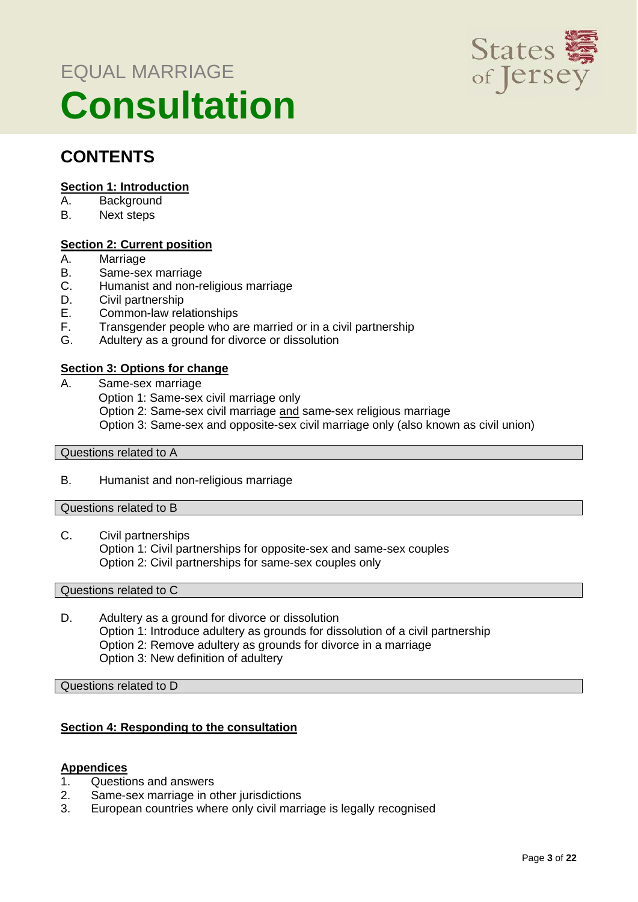EQUAL MARRIAGE

# Consultation

## CONTENTS

**Section 1: Introduction**

A. Background
B. Next steps

**Section 2: Current position**

A. Marriage
B. Same-sex marriage
C. Humanist and non-religious marriage
D. Civil partnership
E. Common-law relationships
F. Transgender people who are married or in a civil partnership
G. Adultery as a ground for divorce or dissolution

**Section 3: Options for change**

A. Same-sex marriage
   Option 1: Same-sex civil marriage only
   Option 2: Same-sex civil marriage and same-sex religious marriage
   Option 3: Same-sex and opposite-sex civil marriage only (also known as civil union)

Questions related to A

B. Humanist and non-religious marriage

Questions related to B

C. Civil partnerships
   Option 1: Civil partnerships for opposite-sex and same-sex couples
   Option 2: Civil partnerships for same-sex couples only

Questions related to C

D. Adultery as a ground for divorce or dissolution
   Option 1: Introduce adultery as grounds for dissolution of a civil partnership
   Option 2: Remove adultery as grounds for divorce in a marriage
   Option 3: New definition of adultery

Questions related to D

**Section 4: Responding to the consultation**

**Appendices**

1. Questions and answers
2. Same-sex marriage in other jurisdictions
3. European countries where only civil marriage is legally recognised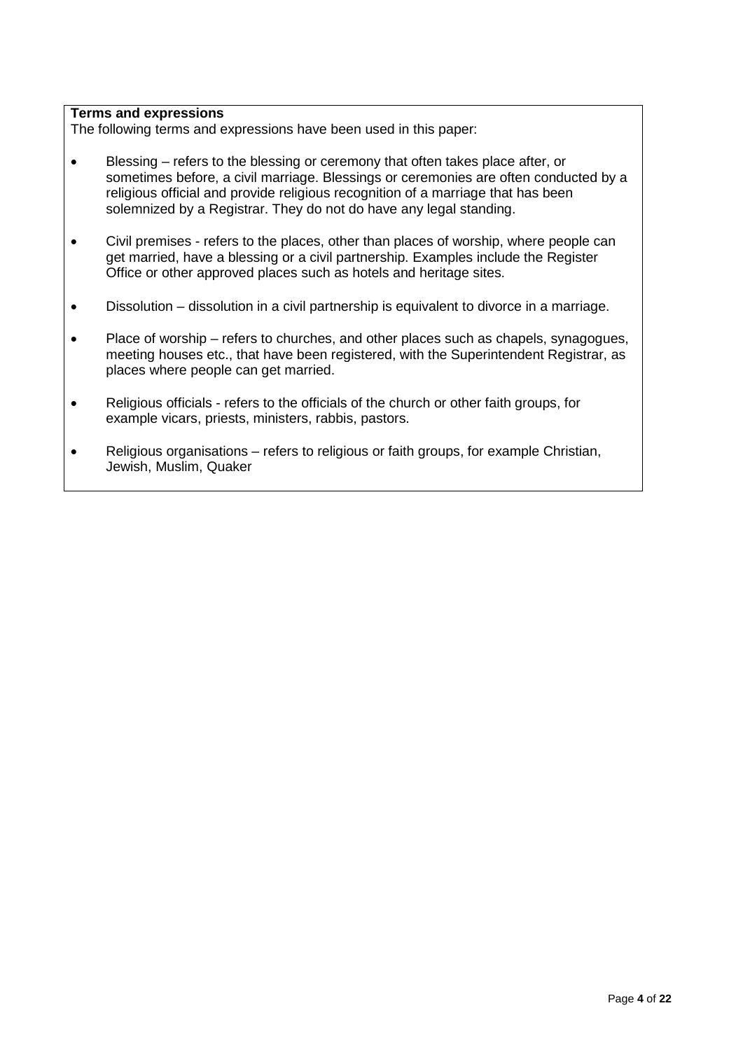**Terms and expressions**

The following terms and expressions have been used in this paper:

- Blessing – refers to the blessing or ceremony that often takes place after, or sometimes before, a civil marriage. Blessings or ceremonies are often conducted by a religious official and provide religious recognition of a marriage that has been solemnized by a Registrar. They do not do have any legal standing.

- Civil premises - refers to the places, other than places of worship, where people can get married, have a blessing or a civil partnership. Examples include the Register Office or other approved places such as hotels and heritage sites.

- Dissolution – dissolution in a civil partnership is equivalent to divorce in a marriage.

- Place of worship – refers to churches, and other places such as chapels, synagogues, meeting houses etc., that have been registered, with the Superintendent Registrar, as places where people can get married.

- Religious officials - refers to the officials of the church or other faith groups, for example vicars, priests, ministers, rabbis, pastors.

- Religious organisations – refers to religious or faith groups, for example Christian, Jewish, Muslim, Quaker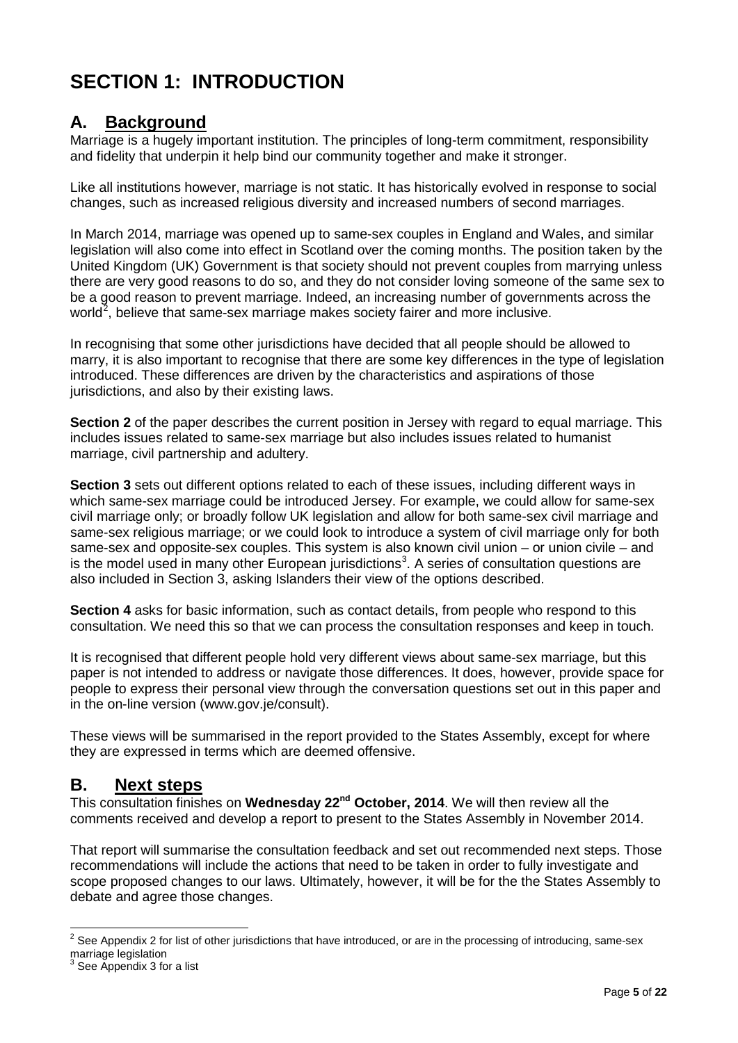# SECTION 1: INTRODUCTION

## A. Background

Marriage is a hugely important institution. The principles of long-term commitment, responsibility and fidelity that underpin it help bind our community together and make it stronger.

Like all institutions however, marriage is not static. It has historically evolved in response to social changes, such as increased religious diversity and increased numbers of second marriages.

In March 2014, marriage was opened up to same-sex couples in England and Wales, and similar legislation will also come into effect in Scotland over the coming months. The position taken by the United Kingdom (UK) Government is that society should not prevent couples from marrying unless there are very good reasons to do so, and they do not consider loving someone of the same sex to be a good reason to prevent marriage. Indeed, an increasing number of governments across the world[2], believe that same-sex marriage makes society fairer and more inclusive.

In recognising that some other jurisdictions have decided that all people should be allowed to marry, it is also important to recognise that there are some key differences in the type of legislation introduced. These differences are driven by the characteristics and aspirations of those jurisdictions, and also by their existing laws.

**Section 2** of the paper describes the current position in Jersey with regard to equal marriage. This includes issues related to same-sex marriage but also includes issues related to humanist marriage, civil partnership and adultery.

**Section 3** sets out different options related to each of these issues, including different ways in which same-sex marriage could be introduced Jersey. For example, we could allow for same-sex civil marriage only; or broadly follow UK legislation and allow for both same-sex civil marriage and same-sex religious marriage; or we could look to introduce a system of civil marriage only for both same-sex and opposite-sex couples. This system is also known civil union – or union civile – and is the model used in many other European jurisdictions[3]. A series of consultation questions are also included in Section 3, asking Islanders their view of the options described.

**Section 4** asks for basic information, such as contact details, from people who respond to this consultation. We need this so that we can process the consultation responses and keep in touch.

It is recognised that different people hold very different views about same-sex marriage, but this paper is not intended to address or navigate those differences. It does, however, provide space for people to express their personal view through the conversation questions set out in this paper and in the on-line version (www.gov.je/consult).

These views will be summarised in the report provided to the States Assembly, except for where they are expressed in terms which are deemed offensive.

## B. Next steps

This consultation finishes on **Wednesday 22nd October, 2014**. We will then review all the comments received and develop a report to present to the States Assembly in November 2014.

That report will summarise the consultation feedback and set out recommended next steps. Those recommendations will include the actions that need to be taken in order to fully investigate and scope proposed changes to our laws. Ultimately, however, it will be for the the States Assembly to debate and agree those changes.

---

[2] See Appendix 2 for list of other jurisdictions that have introduced, or are in the processing of introducing, same-sex marriage legislation

[3] See Appendix 3 for a list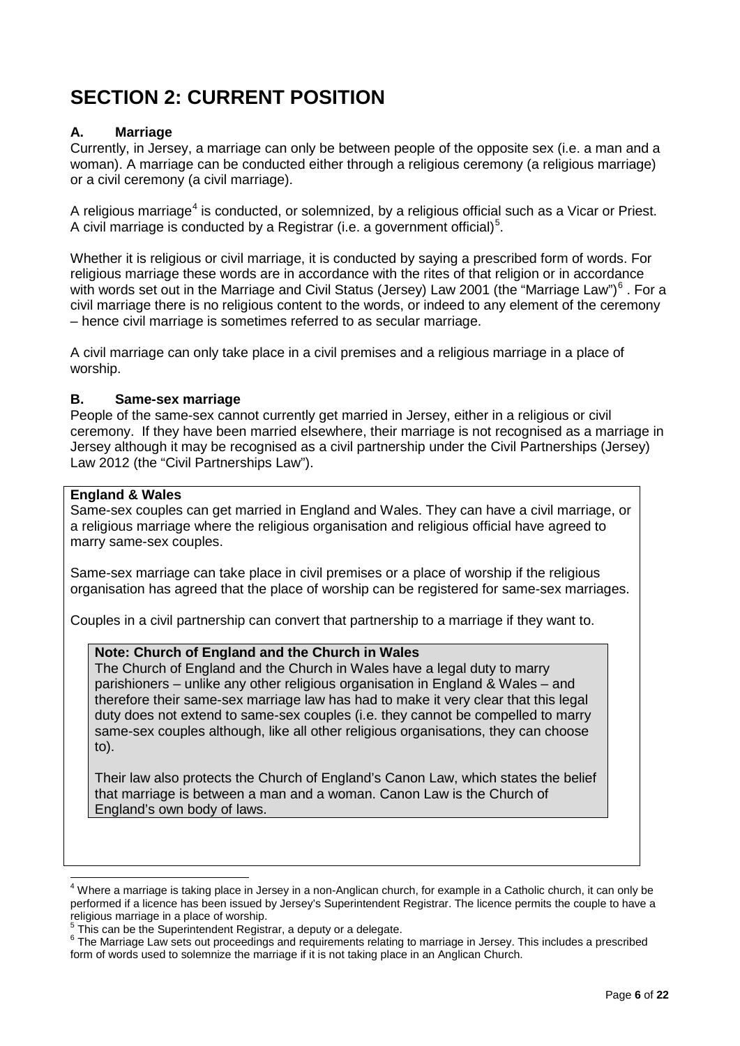# SECTION 2: CURRENT POSITION

### A. Marriage

Currently, in Jersey, a marriage can only be between people of the opposite sex (i.e. a man and a woman). A marriage can be conducted either through a religious ceremony (a religious marriage) or a civil ceremony (a civil marriage).

A religious marriage[4] is conducted, or solemnized, by a religious official such as a Vicar or Priest. A civil marriage is conducted by a Registrar (i.e. a government official)[5].

Whether it is religious or civil marriage, it is conducted by saying a prescribed form of words. For religious marriage these words are in accordance with the rites of that religion or in accordance with words set out in the Marriage and Civil Status (Jersey) Law 2001 (the "Marriage Law")[6] . For a civil marriage there is no religious content to the words, or indeed to any element of the ceremony – hence civil marriage is sometimes referred to as secular marriage.

A civil marriage can only take place in a civil premises and a religious marriage in a place of worship.

### B. Same-sex marriage

People of the same-sex cannot currently get married in Jersey, either in a religious or civil ceremony. If they have been married elsewhere, their marriage is not recognised as a marriage in Jersey although it may be recognised as a civil partnership under the Civil Partnerships (Jersey) Law 2012 (the "Civil Partnerships Law").

> **England & Wales**
>
> Same-sex couples can get married in England and Wales. They can have a civil marriage, or a religious marriage where the religious organisation and religious official have agreed to marry same-sex couples.
>
> Same-sex marriage can take place in civil premises or a place of worship if the religious organisation has agreed that the place of worship can be registered for same-sex marriages.
>
> Couples in a civil partnership can convert that partnership to a marriage if they want to.
>
> > **Note: Church of England and the Church in Wales**
> >
> > The Church of England and the Church in Wales have a legal duty to marry parishioners – unlike any other religious organisation in England & Wales – and therefore their same-sex marriage law has had to make it very clear that this legal duty does not extend to same-sex couples (i.e. they cannot be compelled to marry same-sex couples although, like all other religious organisations, they can choose to).
> >
> > Their law also protects the Church of England's Canon Law, which states the belief that marriage is between a man and a woman. Canon Law is the Church of England's own body of laws.

---

[4] Where a marriage is taking place in Jersey in a non-Anglican church, for example in a Catholic church, it can only be performed if a licence has been issued by Jersey's Superintendent Registrar. The licence permits the couple to have a religious marriage in a place of worship.

[5] This can be the Superintendent Registrar, a deputy or a delegate.

[6] The Marriage Law sets out proceedings and requirements relating to marriage in Jersey. This includes a prescribed form of words used to solemnize the marriage if it is not taking place in an Anglican Church.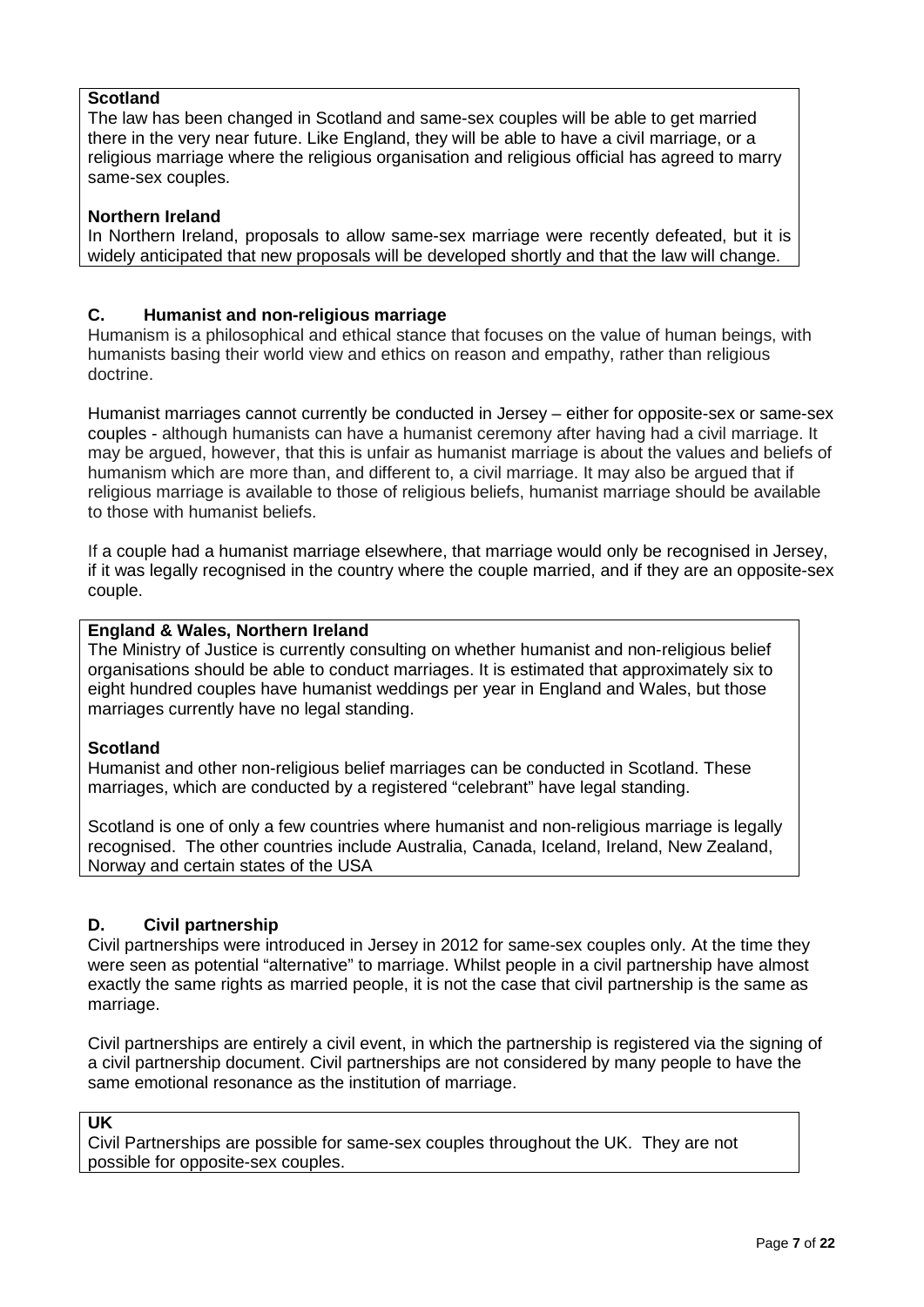**Scotland**

The law has been changed in Scotland and same-sex couples will be able to get married there in the very near future. Like England, they will be able to have a civil marriage, or a religious marriage where the religious organisation and religious official has agreed to marry same-sex couples.

**Northern Ireland**

In Northern Ireland, proposals to allow same-sex marriage were recently defeated, but it is widely anticipated that new proposals will be developed shortly and that the law will change.

### C. Humanist and non-religious marriage

Humanism is a philosophical and ethical stance that focuses on the value of human beings, with humanists basing their world view and ethics on reason and empathy, rather than religious doctrine.

Humanist marriages cannot currently be conducted in Jersey – either for opposite-sex or same-sex couples - although humanists can have a humanist ceremony after having had a civil marriage. It may be argued, however, that this is unfair as humanist marriage is about the values and beliefs of humanism which are more than, and different to, a civil marriage. It may also be argued that if religious marriage is available to those of religious beliefs, humanist marriage should be available to those with humanist beliefs.

If a couple had a humanist marriage elsewhere, that marriage would only be recognised in Jersey, if it was legally recognised in the country where the couple married, and if they are an opposite-sex couple.

**England & Wales, Northern Ireland**

The Ministry of Justice is currently consulting on whether humanist and non-religious belief organisations should be able to conduct marriages. It is estimated that approximately six to eight hundred couples have humanist weddings per year in England and Wales, but those marriages currently have no legal standing.

**Scotland**

Humanist and other non-religious belief marriages can be conducted in Scotland. These marriages, which are conducted by a registered "celebrant" have legal standing.

Scotland is one of only a few countries where humanist and non-religious marriage is legally recognised. The other countries include Australia, Canada, Iceland, Ireland, New Zealand, Norway and certain states of the USA

### D. Civil partnership

Civil partnerships were introduced in Jersey in 2012 for same-sex couples only. At the time they were seen as potential "alternative" to marriage. Whilst people in a civil partnership have almost exactly the same rights as married people, it is not the case that civil partnership is the same as marriage.

Civil partnerships are entirely a civil event, in which the partnership is registered via the signing of a civil partnership document. Civil partnerships are not considered by many people to have the same emotional resonance as the institution of marriage.

**UK**

Civil Partnerships are possible for same-sex couples throughout the UK. They are not possible for opposite-sex couples.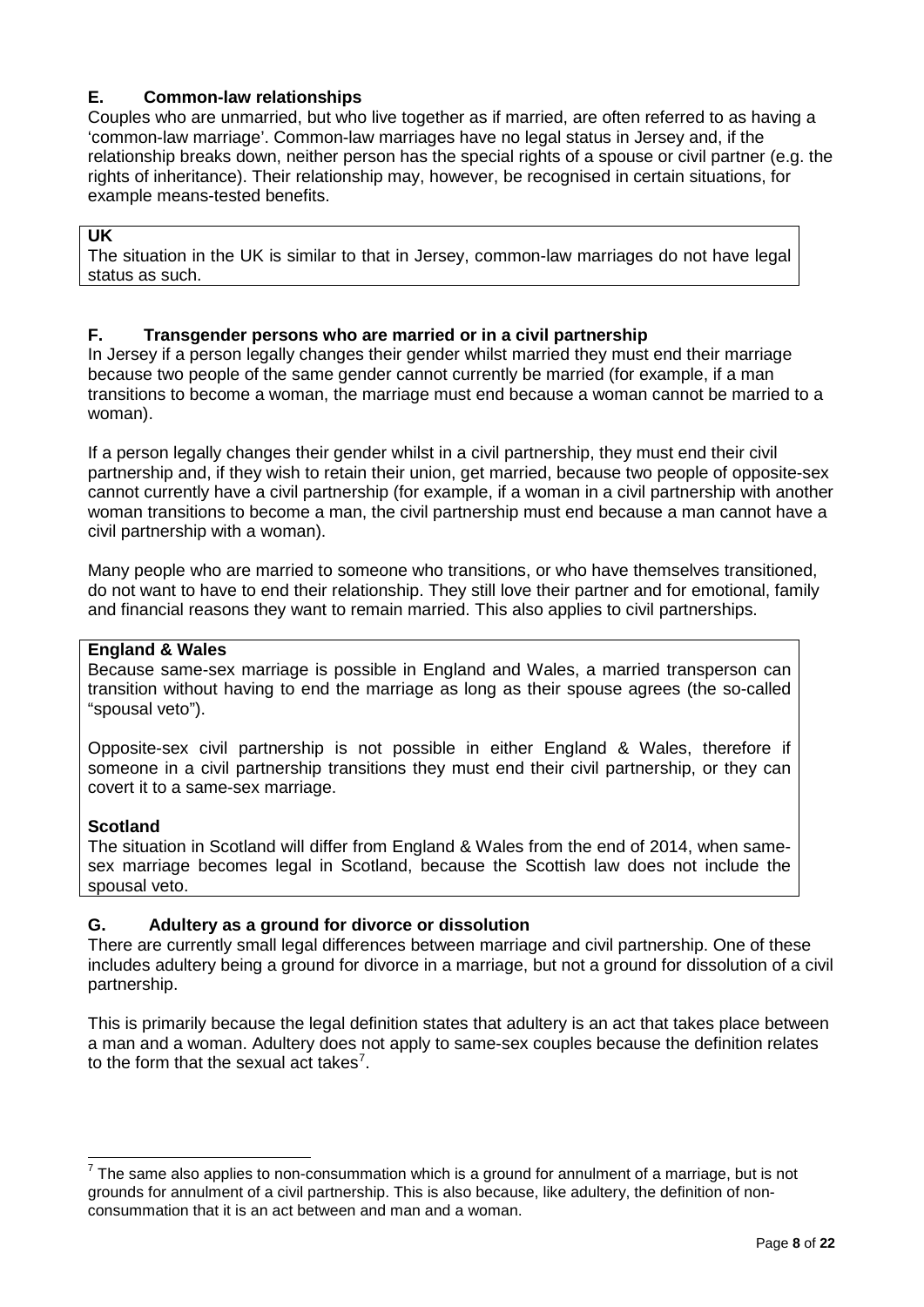## E. Common-law relationships

Couples who are unmarried, but who live together as if married, are often referred to as having a 'common-law marriage'. Common-law marriages have no legal status in Jersey and, if the relationship breaks down, neither person has the special rights of a spouse or civil partner (e.g. the rights of inheritance). Their relationship may, however, be recognised in certain situations, for example means-tested benefits.

> **UK**
>
> The situation in the UK is similar to that in Jersey, common-law marriages do not have legal status as such.

## F. Transgender persons who are married or in a civil partnership

In Jersey if a person legally changes their gender whilst married they must end their marriage because two people of the same gender cannot currently be married (for example, if a man transitions to become a woman, the marriage must end because a woman cannot be married to a woman).

If a person legally changes their gender whilst in a civil partnership, they must end their civil partnership and, if they wish to retain their union, get married, because two people of opposite-sex cannot currently have a civil partnership (for example, if a woman in a civil partnership with another woman transitions to become a man, the civil partnership must end because a man cannot have a civil partnership with a woman).

Many people who are married to someone who transitions, or who have themselves transitioned, do not want to have to end their relationship. They still love their partner and for emotional, family and financial reasons they want to remain married. This also applies to civil partnerships.

> **England & Wales**
>
> Because same-sex marriage is possible in England and Wales, a married transperson can transition without having to end the marriage as long as their spouse agrees (the so-called "spousal veto").
>
> Opposite-sex civil partnership is not possible in either England & Wales, therefore if someone in a civil partnership transitions they must end their civil partnership, or they can covert it to a same-sex marriage.
>
> **Scotland**
>
> The situation in Scotland will differ from England & Wales from the end of 2014, when same-sex marriage becomes legal in Scotland, because the Scottish law does not include the spousal veto.

## G. Adultery as a ground for divorce or dissolution

There are currently small legal differences between marriage and civil partnership. One of these includes adultery being a ground for divorce in a marriage, but not a ground for dissolution of a civil partnership.

This is primarily because the legal definition states that adultery is an act that takes place between a man and a woman. Adultery does not apply to same-sex couples because the definition relates to the form that the sexual act takes[7].

---

[7] The same also applies to non-consummation which is a ground for annulment of a marriage, but is not grounds for annulment of a civil partnership. This is also because, like adultery, the definition of non-consummation that it is an act between and man and a woman.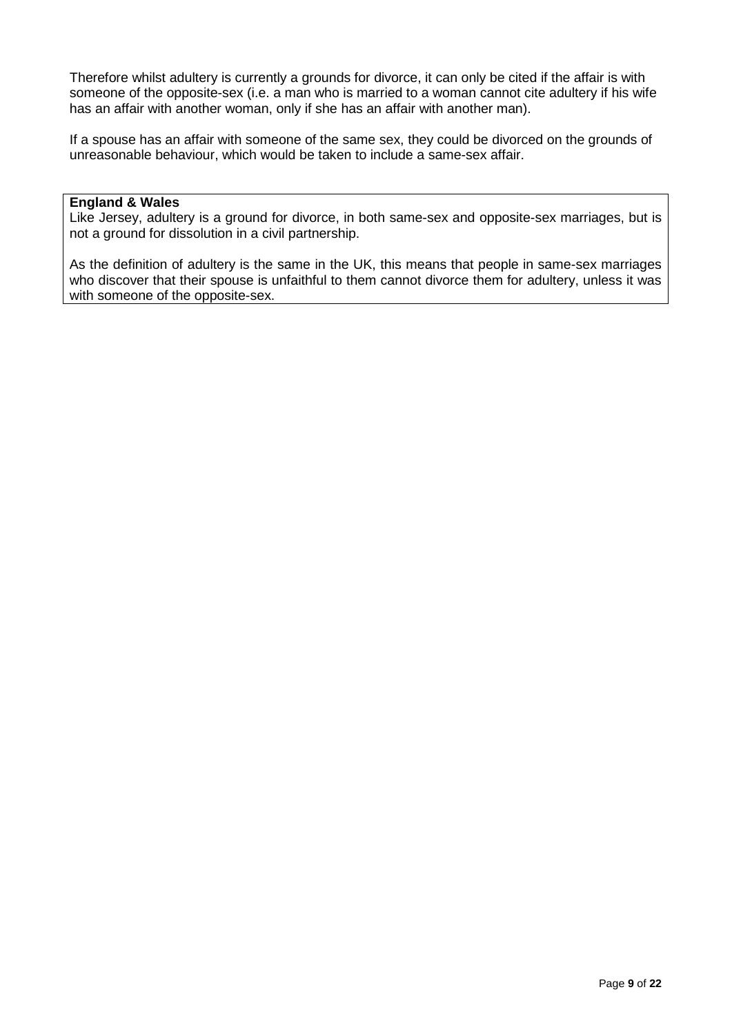Therefore whilst adultery is currently a grounds for divorce, it can only be cited if the affair is with someone of the opposite-sex (i.e. a man who is married to a woman cannot cite adultery if his wife has an affair with another woman, only if she has an affair with another man).

If a spouse has an affair with someone of the same sex, they could be divorced on the grounds of unreasonable behaviour, which would be taken to include a same-sex affair.

**England & Wales**

Like Jersey, adultery is a ground for divorce, in both same-sex and opposite-sex marriages, but is not a ground for dissolution in a civil partnership.

As the definition of adultery is the same in the UK, this means that people in same-sex marriages who discover that their spouse is unfaithful to them cannot divorce them for adultery, unless it was with someone of the opposite-sex.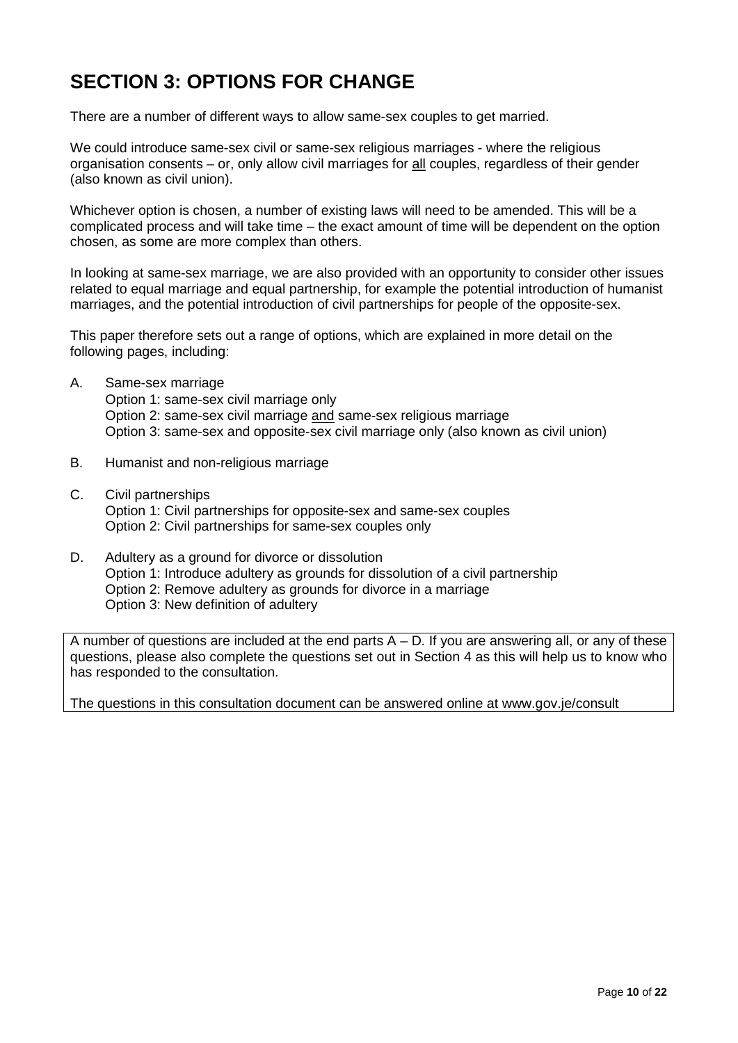# SECTION 3: OPTIONS FOR CHANGE

There are a number of different ways to allow same-sex couples to get married.

We could introduce same-sex civil or same-sex religious marriages - where the religious organisation consents – or, only allow civil marriages for <u>all</u> couples, regardless of their gender (also known as civil union).

Whichever option is chosen, a number of existing laws will need to be amended. This will be a complicated process and will take time – the exact amount of time will be dependent on the option chosen, as some are more complex than others.

In looking at same-sex marriage, we are also provided with an opportunity to consider other issues related to equal marriage and equal partnership, for example the potential introduction of humanist marriages, and the potential introduction of civil partnerships for people of the opposite-sex.

This paper therefore sets out a range of options, which are explained in more detail on the following pages, including:

A. Same-sex marriage
   Option 1: same-sex civil marriage only
   Option 2: same-sex civil marriage <u>and</u> same-sex religious marriage
   Option 3: same-sex and opposite-sex civil marriage only (also known as civil union)

B. Humanist and non-religious marriage

C. Civil partnerships
   Option 1: Civil partnerships for opposite-sex and same-sex couples
   Option 2: Civil partnerships for same-sex couples only

D. Adultery as a ground for divorce or dissolution
   Option 1: Introduce adultery as grounds for dissolution of a civil partnership
   Option 2: Remove adultery as grounds for divorce in a marriage
   Option 3: New definition of adultery

> A number of questions are included at the end parts A – D. If you are answering all, or any of these questions, please also complete the questions set out in Section 4 as this will help us to know who has responded to the consultation.
>
> The questions in this consultation document can be answered online at www.gov.je/consult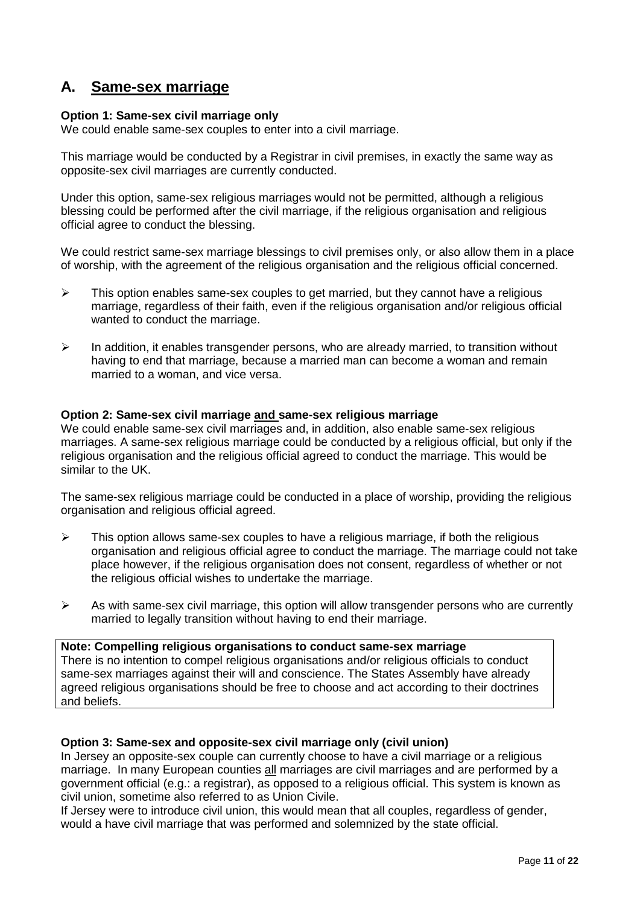## A. Same-sex marriage

**Option 1: Same-sex civil marriage only**
We could enable same-sex couples to enter into a civil marriage.

This marriage would be conducted by a Registrar in civil premises, in exactly the same way as opposite-sex civil marriages are currently conducted.

Under this option, same-sex religious marriages would not be permitted, although a religious blessing could be performed after the civil marriage, if the religious organisation and religious official agree to conduct the blessing.

We could restrict same-sex marriage blessings to civil premises only, or also allow them in a place of worship, with the agreement of the religious organisation and the religious official concerned.

- This option enables same-sex couples to get married, but they cannot have a religious marriage, regardless of their faith, even if the religious organisation and/or religious official wanted to conduct the marriage.
- In addition, it enables transgender persons, who are already married, to transition without having to end that marriage, because a married man can become a woman and remain married to a woman, and vice versa.

**Option 2: Same-sex civil marriage and same-sex religious marriage**
We could enable same-sex civil marriages and, in addition, also enable same-sex religious marriages. A same-sex religious marriage could be conducted by a religious official, but only if the religious organisation and the religious official agreed to conduct the marriage. This would be similar to the UK.

The same-sex religious marriage could be conducted in a place of worship, providing the religious organisation and religious official agreed.

- This option allows same-sex couples to have a religious marriage, if both the religious organisation and religious official agree to conduct the marriage. The marriage could not take place however, if the religious organisation does not consent, regardless of whether or not the religious official wishes to undertake the marriage.
- As with same-sex civil marriage, this option will allow transgender persons who are currently married to legally transition without having to end their marriage.

**Note: Compelling religious organisations to conduct same-sex marriage**
There is no intention to compel religious organisations and/or religious officials to conduct same-sex marriages against their will and conscience. The States Assembly have already agreed religious organisations should be free to choose and act according to their doctrines and beliefs.

**Option 3: Same-sex and opposite-sex civil marriage only (civil union)**
In Jersey an opposite-sex couple can currently choose to have a civil marriage or a religious marriage. In many European counties all marriages are civil marriages and are performed by a government official (e.g.: a registrar), as opposed to a religious official. This system is known as civil union, sometime also referred to as Union Civile.
If Jersey were to introduce civil union, this would mean that all couples, regardless of gender, would a have civil marriage that was performed and solemnized by the state official.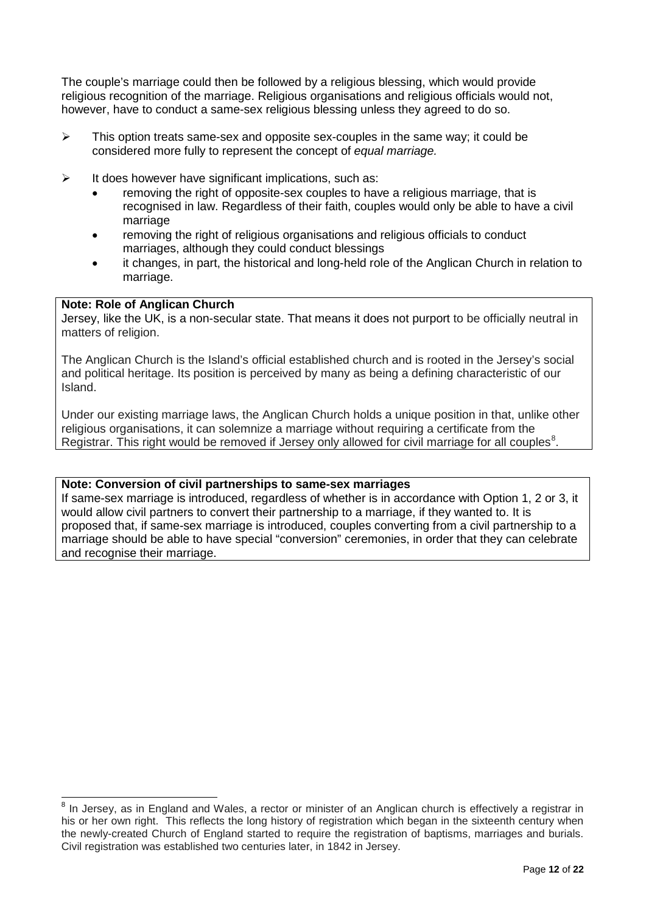The couple's marriage could then be followed by a religious blessing, which would provide religious recognition of the marriage. Religious organisations and religious officials would not, however, have to conduct a same-sex religious blessing unless they agreed to do so.

- This option treats same-sex and opposite sex-couples in the same way; it could be considered more fully to represent the concept of *equal marriage.*

- It does however have significant implications, such as:
  - removing the right of opposite-sex couples to have a religious marriage, that is recognised in law. Regardless of their faith, couples would only be able to have a civil marriage
  - removing the right of religious organisations and religious officials to conduct marriages, although they could conduct blessings
  - it changes, in part, the historical and long-held role of the Anglican Church in relation to marriage.

**Note: Role of Anglican Church**

Jersey, like the UK, is a non-secular state. That means it does not purport to be officially neutral in matters of religion.

The Anglican Church is the Island's official established church and is rooted in the Jersey's social and political heritage. Its position is perceived by many as being a defining characteristic of our Island.

Under our existing marriage laws, the Anglican Church holds a unique position in that, unlike other religious organisations, it can solemnize a marriage without requiring a certificate from the Registrar. This right would be removed if Jersey only allowed for civil marriage for all couples[8].

**Note: Conversion of civil partnerships to same-sex marriages**

If same-sex marriage is introduced, regardless of whether is in accordance with Option 1, 2 or 3, it would allow civil partners to convert their partnership to a marriage, if they wanted to. It is proposed that, if same-sex marriage is introduced, couples converting from a civil partnership to a marriage should be able to have special "conversion" ceremonies, in order that they can celebrate and recognise their marriage.

---

[8] In Jersey, as in England and Wales, a rector or minister of an Anglican church is effectively a registrar in his or her own right. This reflects the long history of registration which began in the sixteenth century when the newly-created Church of England started to require the registration of baptisms, marriages and burials. Civil registration was established two centuries later, in 1842 in Jersey.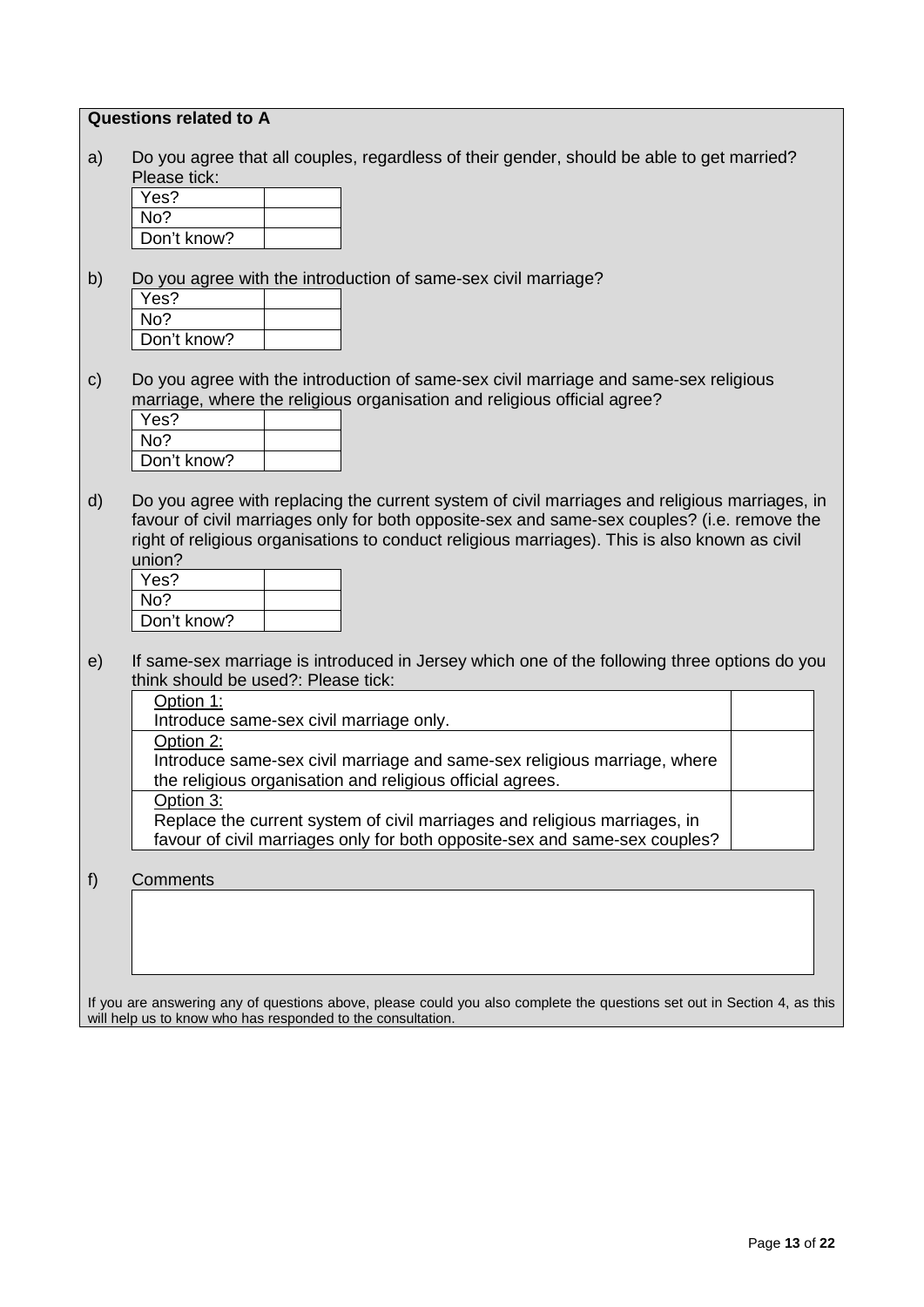**Questions related to A**

a) Do you agree that all couples, regardless of their gender, should be able to get married? Please tick:

| Yes? | |
|---|---|
| No? | |
| Don't know? | |

b) Do you agree with the introduction of same-sex civil marriage?

| Yes? | |
|---|---|
| No? | |
| Don't know? | |

c) Do you agree with the introduction of same-sex civil marriage and same-sex religious marriage, where the religious organisation and religious official agree?

| Yes? | |
|---|---|
| No? | |
| Don't know? | |

d) Do you agree with replacing the current system of civil marriages and religious marriages, in favour of civil marriages only for both opposite-sex and same-sex couples? (i.e. remove the right of religious organisations to conduct religious marriages). This is also known as civil union?

| Yes? | |
|---|---|
| No? | |
| Don't know? | |

e) If same-sex marriage is introduced in Jersey which one of the following three options do you think should be used?: Please tick:

| Option | |
|---|---|
| Option 1:<br>Introduce same-sex civil marriage only. | |
| Option 2:<br>Introduce same-sex civil marriage and same-sex religious marriage, where the religious organisation and religious official agrees. | |
| Option 3:<br>Replace the current system of civil marriages and religious marriages, in favour of civil marriages only for both opposite-sex and same-sex couples? | |

f) Comments

If you are answering any of questions above, please could you also complete the questions set out in Section 4, as this will help us to know who has responded to the consultation.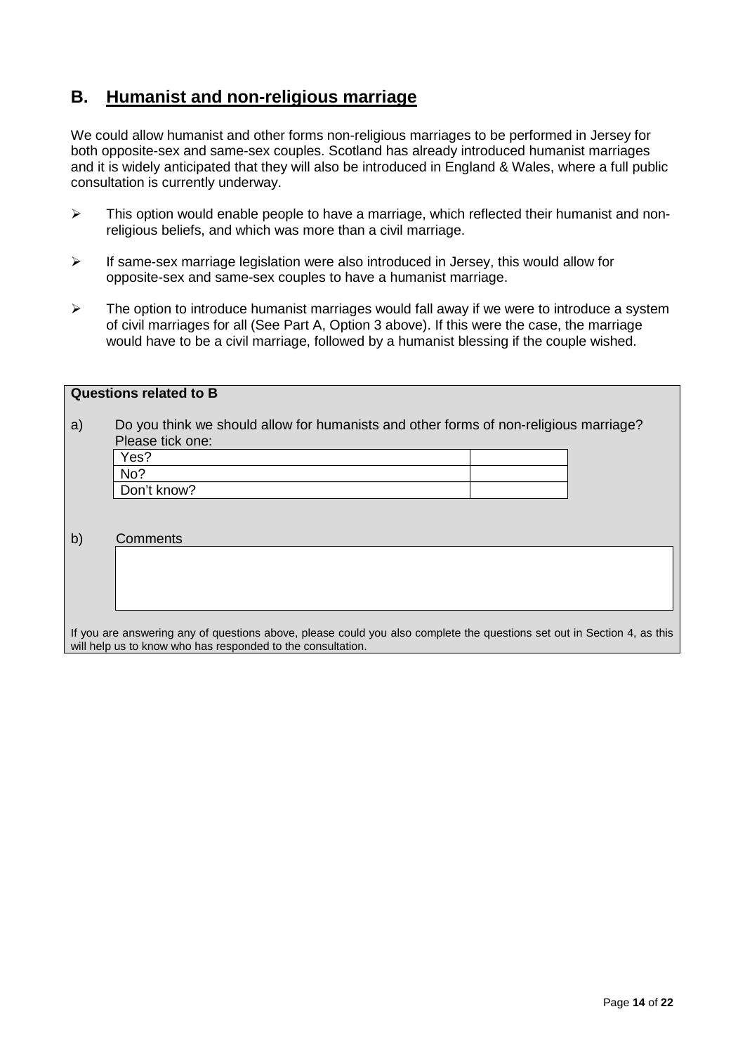## B. Humanist and non-religious marriage

We could allow humanist and other forms non-religious marriages to be performed in Jersey for both opposite-sex and same-sex couples. Scotland has already introduced humanist marriages and it is widely anticipated that they will also be introduced in England & Wales, where a full public consultation is currently underway.

- This option would enable people to have a marriage, which reflected their humanist and non-religious beliefs, and which was more than a civil marriage.
- If same-sex marriage legislation were also introduced in Jersey, this would allow for opposite-sex and same-sex couples to have a humanist marriage.
- The option to introduce humanist marriages would fall away if we were to introduce a system of civil marriages for all (See Part A, Option 3 above). If this were the case, the marriage would have to be a civil marriage, followed by a humanist blessing if the couple wished.

**Questions related to B**

a) Do you think we should allow for humanists and other forms of non-religious marriage? Please tick one:

| | |
|---|---|
| Yes? | |
| No? | |
| Don't know? | |

b) Comments

| |
|---|
| |

If you are answering any of questions above, please could you also complete the questions set out in Section 4, as this will help us to know who has responded to the consultation.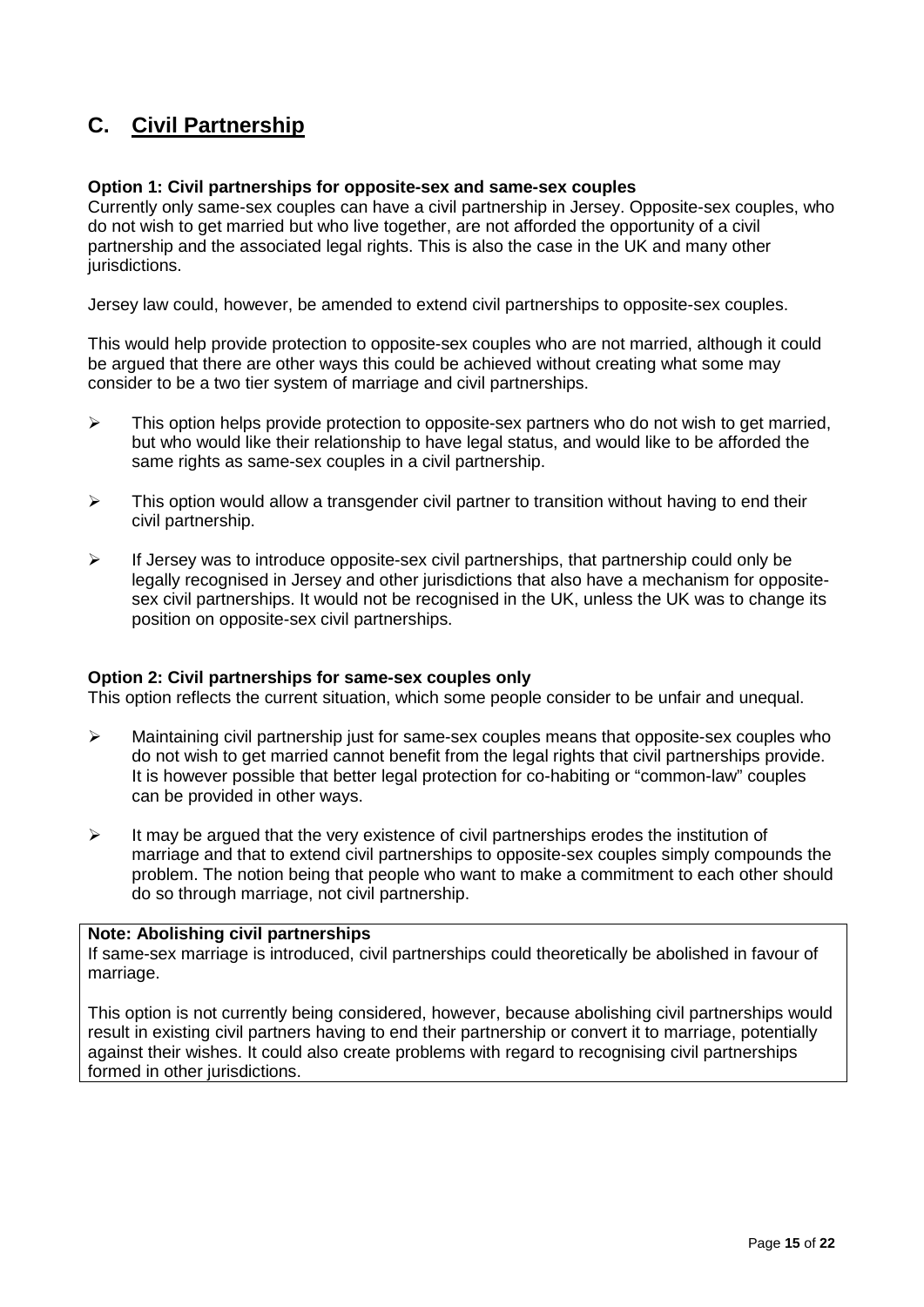## C. Civil Partnership

**Option 1: Civil partnerships for opposite-sex and same-sex couples**

Currently only same-sex couples can have a civil partnership in Jersey. Opposite-sex couples, who do not wish to get married but who live together, are not afforded the opportunity of a civil partnership and the associated legal rights. This is also the case in the UK and many other jurisdictions.

Jersey law could, however, be amended to extend civil partnerships to opposite-sex couples.

This would help provide protection to opposite-sex couples who are not married, although it could be argued that there are other ways this could be achieved without creating what some may consider to be a two tier system of marriage and civil partnerships.

- This option helps provide protection to opposite-sex partners who do not wish to get married, but who would like their relationship to have legal status, and would like to be afforded the same rights as same-sex couples in a civil partnership.
- This option would allow a transgender civil partner to transition without having to end their civil partnership.
- If Jersey was to introduce opposite-sex civil partnerships, that partnership could only be legally recognised in Jersey and other jurisdictions that also have a mechanism for opposite-sex civil partnerships. It would not be recognised in the UK, unless the UK was to change its position on opposite-sex civil partnerships.

**Option 2: Civil partnerships for same-sex couples only**

This option reflects the current situation, which some people consider to be unfair and unequal.

- Maintaining civil partnership just for same-sex couples means that opposite-sex couples who do not wish to get married cannot benefit from the legal rights that civil partnerships provide. It is however possible that better legal protection for co-habiting or "common-law" couples can be provided in other ways.
- It may be argued that the very existence of civil partnerships erodes the institution of marriage and that to extend civil partnerships to opposite-sex couples simply compounds the problem. The notion being that people who want to make a commitment to each other should do so through marriage, not civil partnership.

**Note: Abolishing civil partnerships**

If same-sex marriage is introduced, civil partnerships could theoretically be abolished in favour of marriage.

This option is not currently being considered, however, because abolishing civil partnerships would result in existing civil partners having to end their partnership or convert it to marriage, potentially against their wishes. It could also create problems with regard to recognising civil partnerships formed in other jurisdictions.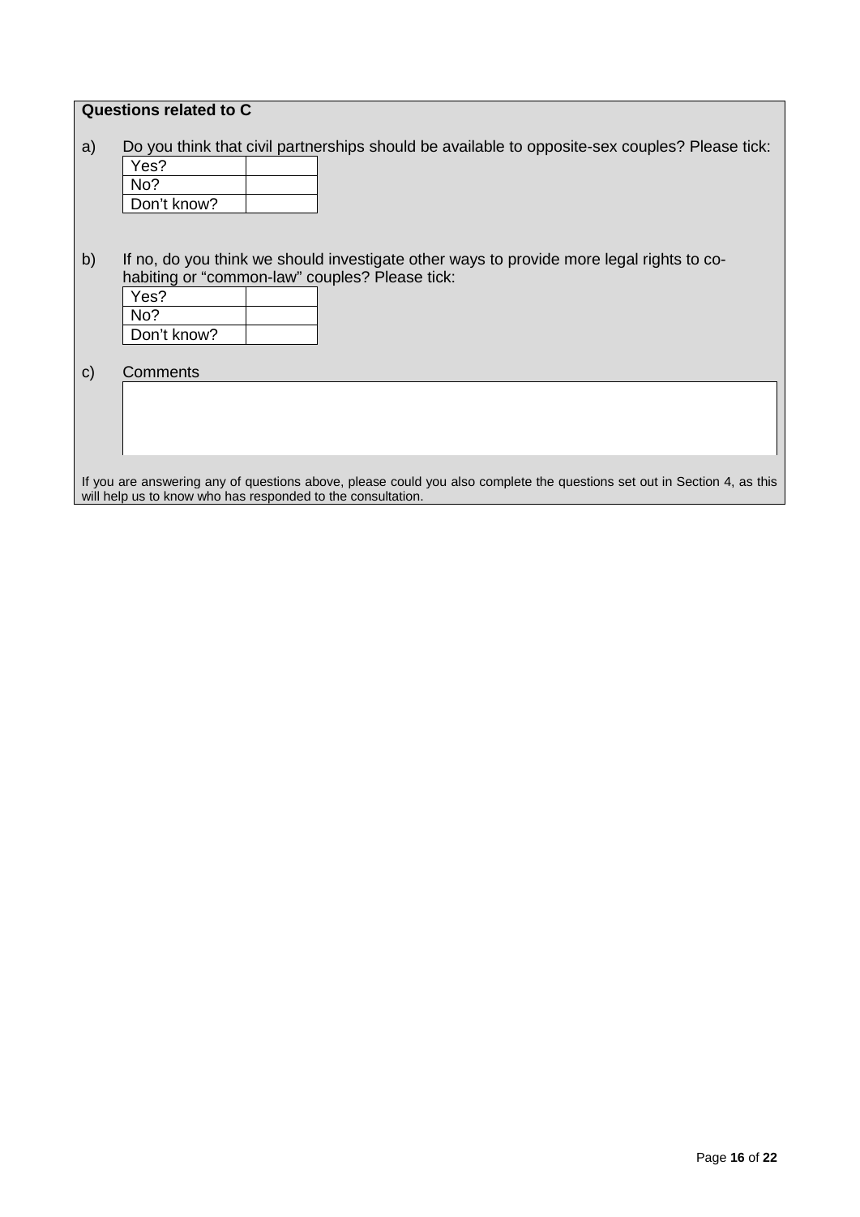**Questions related to C**

a) Do you think that civil partnerships should be available to opposite-sex couples? Please tick:

| | |
|---|---|
| Yes? | |
| No? | |
| Don't know? | |

b) If no, do you think we should investigate other ways to provide more legal rights to co-habiting or "common-law" couples? Please tick:

| | |
|---|---|
| Yes? | |
| No? | |
| Don't know? | |

c) Comments

If you are answering any of questions above, please could you also complete the questions set out in Section 4, as this will help us to know who has responded to the consultation.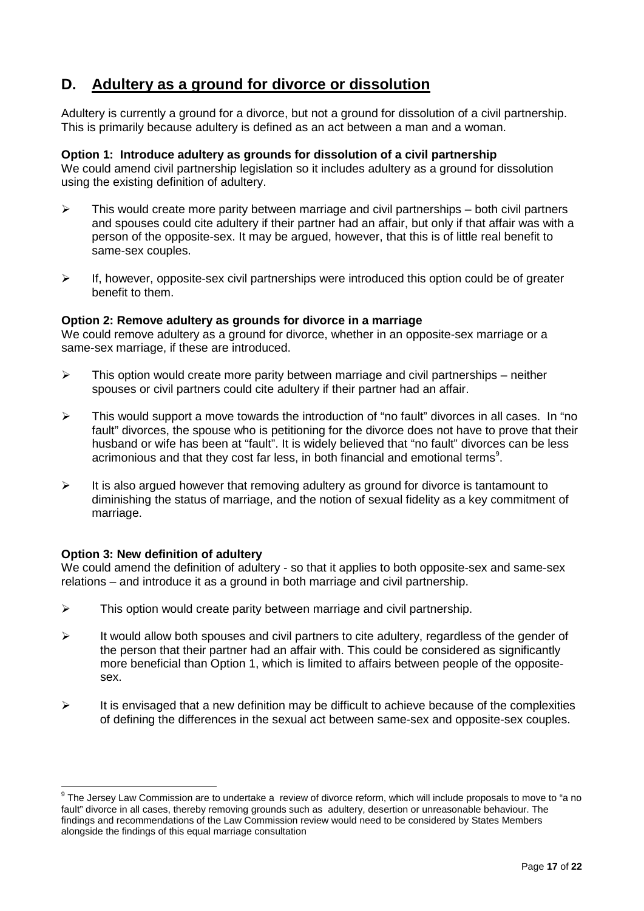## D. Adultery as a ground for divorce or dissolution

Adultery is currently a ground for a divorce, but not a ground for dissolution of a civil partnership. This is primarily because adultery is defined as an act between a man and a woman.

**Option 1: Introduce adultery as grounds for dissolution of a civil partnership**
We could amend civil partnership legislation so it includes adultery as a ground for dissolution using the existing definition of adultery.

- This would create more parity between marriage and civil partnerships – both civil partners and spouses could cite adultery if their partner had an affair, but only if that affair was with a person of the opposite-sex. It may be argued, however, that this is of little real benefit to same-sex couples.
- If, however, opposite-sex civil partnerships were introduced this option could be of greater benefit to them.

**Option 2: Remove adultery as grounds for divorce in a marriage**
We could remove adultery as a ground for divorce, whether in an opposite-sex marriage or a same-sex marriage, if these are introduced.

- This option would create more parity between marriage and civil partnerships – neither spouses or civil partners could cite adultery if their partner had an affair.
- This would support a move towards the introduction of "no fault" divorces in all cases. In "no fault" divorces, the spouse who is petitioning for the divorce does not have to prove that their husband or wife has been at "fault". It is widely believed that "no fault" divorces can be less acrimonious and that they cost far less, in both financial and emotional terms[9].
- It is also argued however that removing adultery as ground for divorce is tantamount to diminishing the status of marriage, and the notion of sexual fidelity as a key commitment of marriage.

**Option 3: New definition of adultery**
We could amend the definition of adultery - so that it applies to both opposite-sex and same-sex relations – and introduce it as a ground in both marriage and civil partnership.

- This option would create parity between marriage and civil partnership.
- It would allow both spouses and civil partners to cite adultery, regardless of the gender of the person that their partner had an affair with. This could be considered as significantly more beneficial than Option 1, which is limited to affairs between people of the opposite-sex.
- It is envisaged that a new definition may be difficult to achieve because of the complexities of defining the differences in the sexual act between same-sex and opposite-sex couples.

---

[9] The Jersey Law Commission are to undertake a review of divorce reform, which will include proposals to move to "a no fault" divorce in all cases, thereby removing grounds such as adultery, desertion or unreasonable behaviour. The findings and recommendations of the Law Commission review would need to be considered by States Members alongside the findings of this equal marriage consultation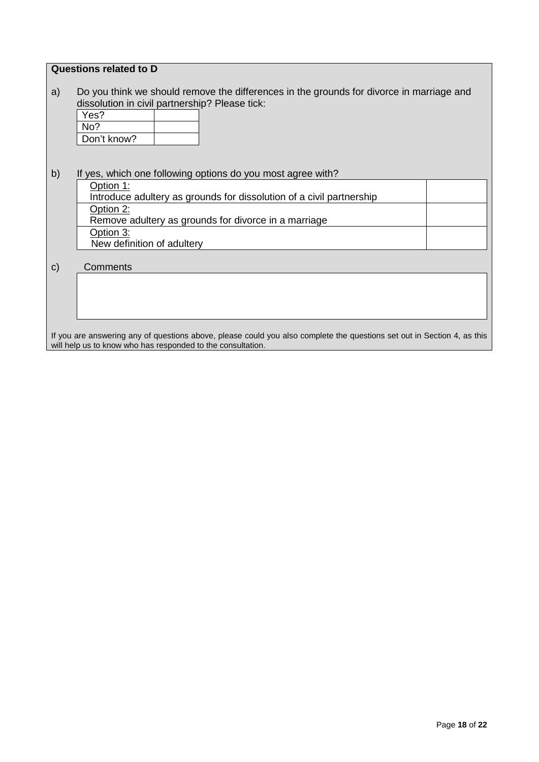**Questions related to D**

a) Do you think we should remove the differences in the grounds for divorce in marriage and dissolution in civil partnership? Please tick:

| Yes? | |
|---|---|
| No? | |
| Don't know? | |

b) If yes, which one following options do you most agree with?

| Option | |
|---|---|
| Option 1: Introduce adultery as grounds for dissolution of a civil partnership | |
| Option 2: Remove adultery as grounds for divorce in a marriage | |
| Option 3: New definition of adultery | |

c) Comments

| |
|---|
| |

If you are answering any of questions above, please could you also complete the questions set out in Section 4, as this will help us to know who has responded to the consultation.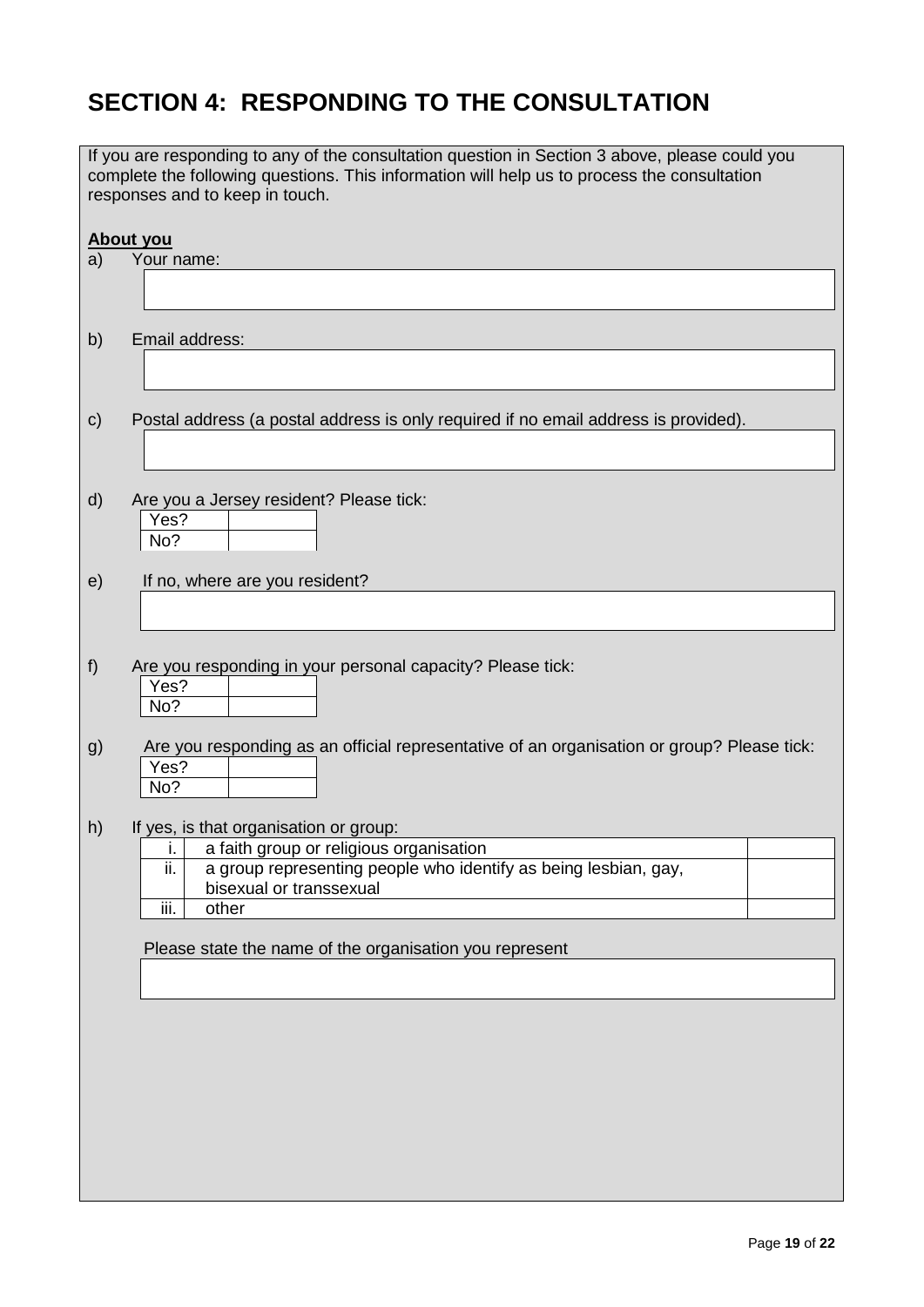# SECTION 4: RESPONDING TO THE CONSULTATION

If you are responding to any of the consultation question in Section 3 above, please could you complete the following questions. This information will help us to process the consultation responses and to keep in touch.

**About you**

a) Your name:

b) Email address:

c) Postal address (a postal address is only required if no email address is provided).

d) Are you a Jersey resident? Please tick:

| | |
|---|---|
| Yes? | |
| No? | |

e) If no, where are you resident?

f) Are you responding in your personal capacity? Please tick:

| | |
|---|---|
| Yes? | |
| No? | |

g) Are you responding as an official representative of an organisation or group? Please tick:

| | |
|---|---|
| Yes? | |
| No? | |

h) If yes, is that organisation or group:

| | | |
|---|---|---|
| i. | a faith group or religious organisation | |
| ii. | a group representing people who identify as being lesbian, gay, bisexual or transsexual | |
| iii. | other | |

Please state the name of the organisation you represent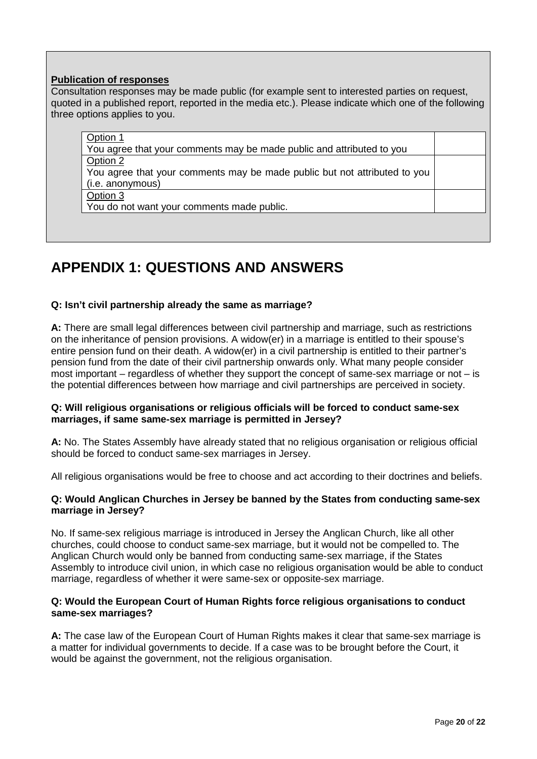**Publication of responses**

Consultation responses may be made public (for example sent to interested parties on request, quoted in a published report, reported in the media etc.). Please indicate which one of the following three options applies to you.

| Option | |
|---|---|
| Option 1<br>You agree that your comments may be made public and attributed to you | |
| Option 2<br>You agree that your comments may be made public but not attributed to you (i.e. anonymous) | |
| Option 3<br>You do not want your comments made public. | |

# APPENDIX 1: QUESTIONS AND ANSWERS

**Q: Isn't civil partnership already the same as marriage?**

**A:** There are small legal differences between civil partnership and marriage, such as restrictions on the inheritance of pension provisions. A widow(er) in a marriage is entitled to their spouse's entire pension fund on their death. A widow(er) in a civil partnership is entitled to their partner's pension fund from the date of their civil partnership onwards only. What many people consider most important – regardless of whether they support the concept of same-sex marriage or not – is the potential differences between how marriage and civil partnerships are perceived in society.

**Q: Will religious organisations or religious officials will be forced to conduct same-sex marriages, if same same-sex marriage is permitted in Jersey?**

**A:** No. The States Assembly have already stated that no religious organisation or religious official should be forced to conduct same-sex marriages in Jersey.

All religious organisations would be free to choose and act according to their doctrines and beliefs.

**Q: Would Anglican Churches in Jersey be banned by the States from conducting same-sex marriage in Jersey?**

No. If same-sex religious marriage is introduced in Jersey the Anglican Church, like all other churches, could choose to conduct same-sex marriage, but it would not be compelled to. The Anglican Church would only be banned from conducting same-sex marriage, if the States Assembly to introduce civil union, in which case no religious organisation would be able to conduct marriage, regardless of whether it were same-sex or opposite-sex marriage.

**Q: Would the European Court of Human Rights force religious organisations to conduct same-sex marriages?**

**A:** The case law of the European Court of Human Rights makes it clear that same-sex marriage is a matter for individual governments to decide. If a case was to be brought before the Court, it would be against the government, not the religious organisation.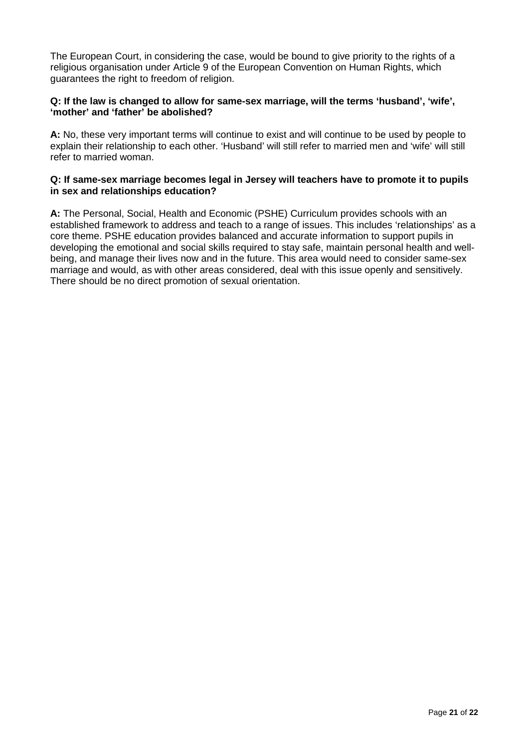The European Court, in considering the case, would be bound to give priority to the rights of a religious organisation under Article 9 of the European Convention on Human Rights, which guarantees the right to freedom of religion.

**Q: If the law is changed to allow for same-sex marriage, will the terms 'husband', 'wife', 'mother' and 'father' be abolished?**

**A:** No, these very important terms will continue to exist and will continue to be used by people to explain their relationship to each other. 'Husband' will still refer to married men and 'wife' will still refer to married woman.

**Q: If same-sex marriage becomes legal in Jersey will teachers have to promote it to pupils in sex and relationships education?**

**A:** The Personal, Social, Health and Economic (PSHE) Curriculum provides schools with an established framework to address and teach to a range of issues. This includes 'relationships' as a core theme. PSHE education provides balanced and accurate information to support pupils in developing the emotional and social skills required to stay safe, maintain personal health and well-being, and manage their lives now and in the future. This area would need to consider same-sex marriage and would, as with other areas considered, deal with this issue openly and sensitively. There should be no direct promotion of sexual orientation.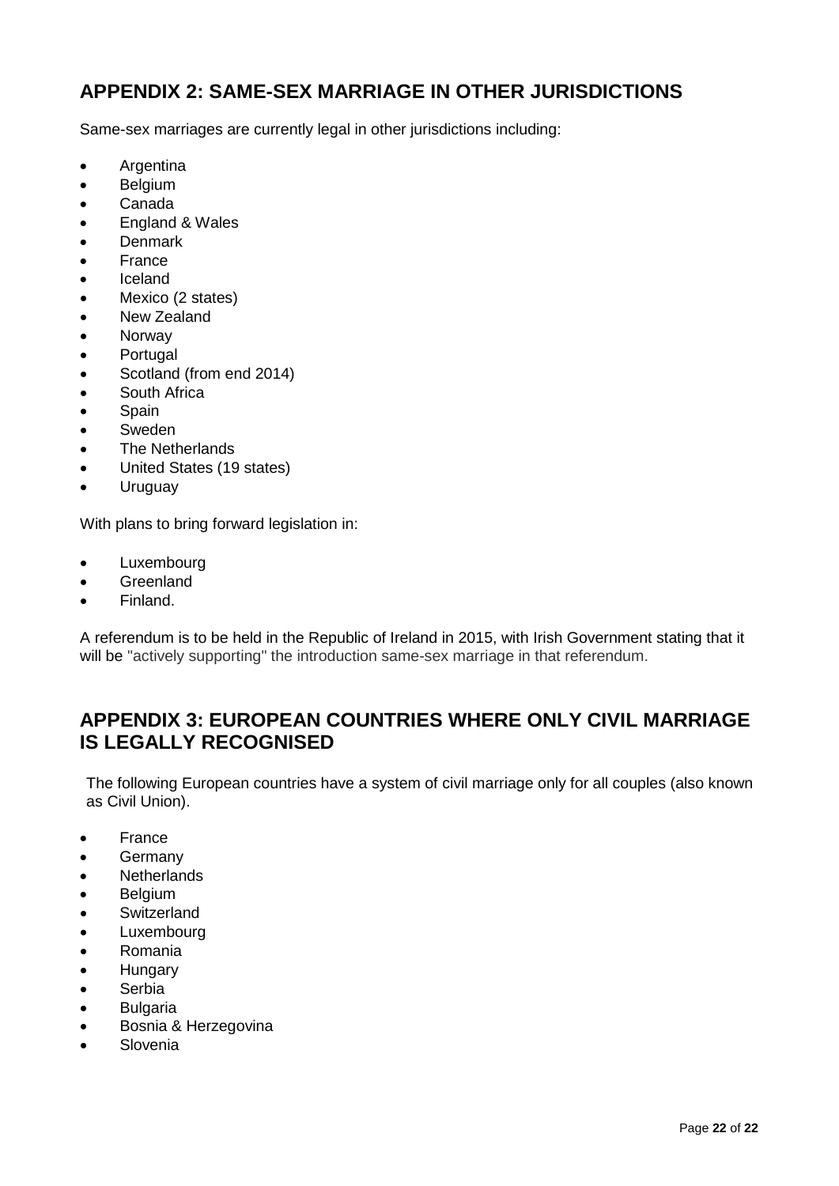## APPENDIX 2: SAME-SEX MARRIAGE IN OTHER JURISDICTIONS

Same-sex marriages are currently legal in other jurisdictions including:

- Argentina
- Belgium
- Canada
- England & Wales
- Denmark
- France
- Iceland
- Mexico (2 states)
- New Zealand
- Norway
- Portugal
- Scotland (from end 2014)
- South Africa
- Spain
- Sweden
- The Netherlands
- United States (19 states)
- Uruguay

With plans to bring forward legislation in:

- Luxembourg
- Greenland
- Finland.

A referendum is to be held in the Republic of Ireland in 2015, with Irish Government stating that it will be "actively supporting" the introduction same-sex marriage in that referendum.

## APPENDIX 3: EUROPEAN COUNTRIES WHERE ONLY CIVIL MARRIAGE IS LEGALLY RECOGNISED

The following European countries have a system of civil marriage only for all couples (also known as Civil Union).

- France
- Germany
- Netherlands
- Belgium
- Switzerland
- Luxembourg
- Romania
- Hungary
- Serbia
- Bulgaria
- Bosnia & Herzegovina
- Slovenia